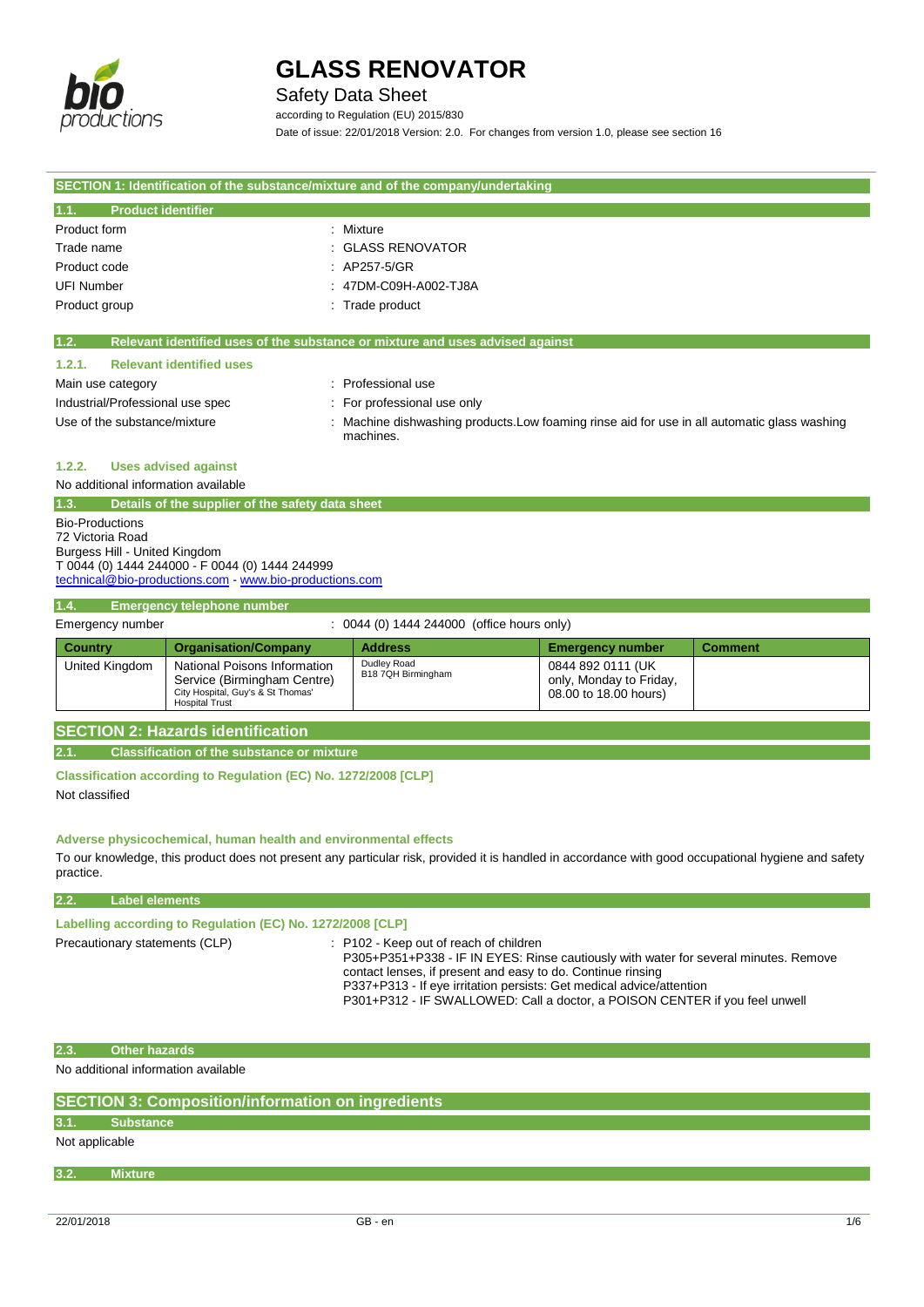# GLASS RENOVATOR

Safety Data Sheet

according to Regulation (EU) 2015/830

Date of issue: 22/01/2018 Version: 2.0. For changes from version 1.0, please see section 16

## SECTION 1: Identification of the substance/mixture and of the company/undertaking

### 1.1. Product identifier

Product form : Mixture

Trade name : GLASS RENOVATOR

Product code : AP257-5/GR

UFI Number : 47DM-C09H-A002-TJ8A

Product group : Trade product

### 1.2. Relevant identified uses of the substance or mixture and uses advised against

#### 1.2.1. Relevant identified uses

Main use category : Professional use

Industrial/Professional use spec : For professional use only

Use of the substance/mixture : Machine dishwashing products.Low foaming rinse aid for use in all automatic glass washing machines.

#### 1.2.2. Uses advised against

No additional information available

### 1.3. Details of the supplier of the safety data sheet

Bio-Productions
72 Victoria Road
Burgess Hill - United Kingdom
T 0044 (0) 1444 244000 - F 0044 (0) 1444 244999
technical@bio-productions.com - www.bio-productions.com

### 1.4. Emergency telephone number

Emergency number : 0044 (0) 1444 244000 (office hours only)

| Country | Organisation/Company | Address | Emergency number | Comment |
|---|---|---|---|---|
| United Kingdom | National Poisons Information Service (Birmingham Centre) City Hospital, Guy's & St Thomas' Hospital Trust | Dudley Road B18 7QH Birmingham | 0844 892 0111 (UK only, Monday to Friday, 08.00 to 18.00 hours) | |

## SECTION 2: Hazards identification

### 2.1. Classification of the substance or mixture

**Classification according to Regulation (EC) No. 1272/2008 [CLP]**

Not classified

**Adverse physicochemical, human health and environmental effects**

To our knowledge, this product does not present any particular risk, provided it is handled in accordance with good occupational hygiene and safety practice.

### 2.2. Label elements

**Labelling according to Regulation (EC) No. 1272/2008 [CLP]**

Precautionary statements (CLP) :
P102 - Keep out of reach of children
P305+P351+P338 - IF IN EYES: Rinse cautiously with water for several minutes. Remove contact lenses, if present and easy to do. Continue rinsing
P337+P313 - If eye irritation persists: Get medical advice/attention
P301+P312 - IF SWALLOWED: Call a doctor, a POISON CENTER if you feel unwell

### 2.3. Other hazards

No additional information available

## SECTION 3: Composition/information on ingredients

### 3.1. Substance

Not applicable

### 3.2. Mixture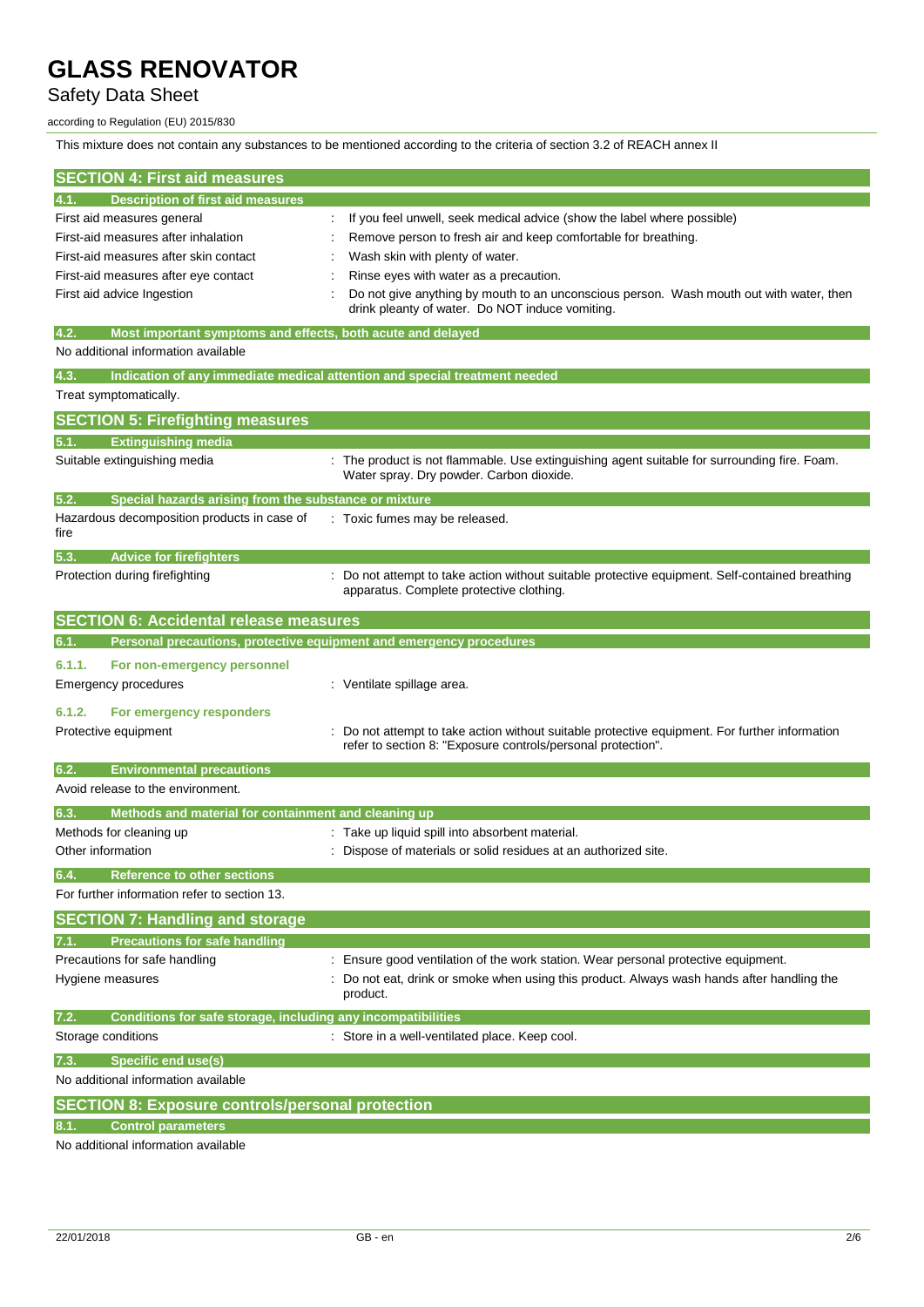This mixture does not contain any substances to be mentioned according to the criteria of section 3.2 of REACH annex II

## SECTION 4: First aid measures

### 4.1. Description of first aid measures

| | |
|---|---|
| First aid measures general | : If you feel unwell, seek medical advice (show the label where possible) |
| First-aid measures after inhalation | : Remove person to fresh air and keep comfortable for breathing. |
| First-aid measures after skin contact | : Wash skin with plenty of water. |
| First-aid measures after eye contact | : Rinse eyes with water as a precaution. |
| First aid advice Ingestion | : Do not give anything by mouth to an unconscious person. Wash mouth out with water, then drink pleanty of water. Do NOT induce vomiting. |

### 4.2. Most important symptoms and effects, both acute and delayed

No additional information available

### 4.3. Indication of any immediate medical attention and special treatment needed

Treat symptomatically.

## SECTION 5: Firefighting measures

### 5.1. Extinguishing media

| | |
|---|---|
| Suitable extinguishing media | : The product is not flammable. Use extinguishing agent suitable for surrounding fire. Foam. Water spray. Dry powder. Carbon dioxide. |

### 5.2. Special hazards arising from the substance or mixture

| | |
|---|---|
| Hazardous decomposition products in case of fire | : Toxic fumes may be released. |

### 5.3. Advice for firefighters

| | |
|---|---|
| Protection during firefighting | : Do not attempt to take action without suitable protective equipment. Self-contained breathing apparatus. Complete protective clothing. |

## SECTION 6: Accidental release measures

### 6.1. Personal precautions, protective equipment and emergency procedures

#### 6.1.1. For non-emergency personnel

| | |
|---|---|
| Emergency procedures | : Ventilate spillage area. |

#### 6.1.2. For emergency responders

| | |
|---|---|
| Protective equipment | : Do not attempt to take action without suitable protective equipment. For further information refer to section 8: "Exposure controls/personal protection". |

### 6.2. Environmental precautions

Avoid release to the environment.

### 6.3. Methods and material for containment and cleaning up

| | |
|---|---|
| Methods for cleaning up | : Take up liquid spill into absorbent material. |
| Other information | : Dispose of materials or solid residues at an authorized site. |

### 6.4. Reference to other sections

For further information refer to section 13.

## SECTION 7: Handling and storage

### 7.1. Precautions for safe handling

| | |
|---|---|
| Precautions for safe handling | : Ensure good ventilation of the work station. Wear personal protective equipment. |
| Hygiene measures | : Do not eat, drink or smoke when using this product. Always wash hands after handling the product. |

### 7.2. Conditions for safe storage, including any incompatibilities

| | |
|---|---|
| Storage conditions | : Store in a well-ventilated place. Keep cool. |

### 7.3. Specific end use(s)

No additional information available

## SECTION 8: Exposure controls/personal protection

### 8.1. Control parameters

No additional information available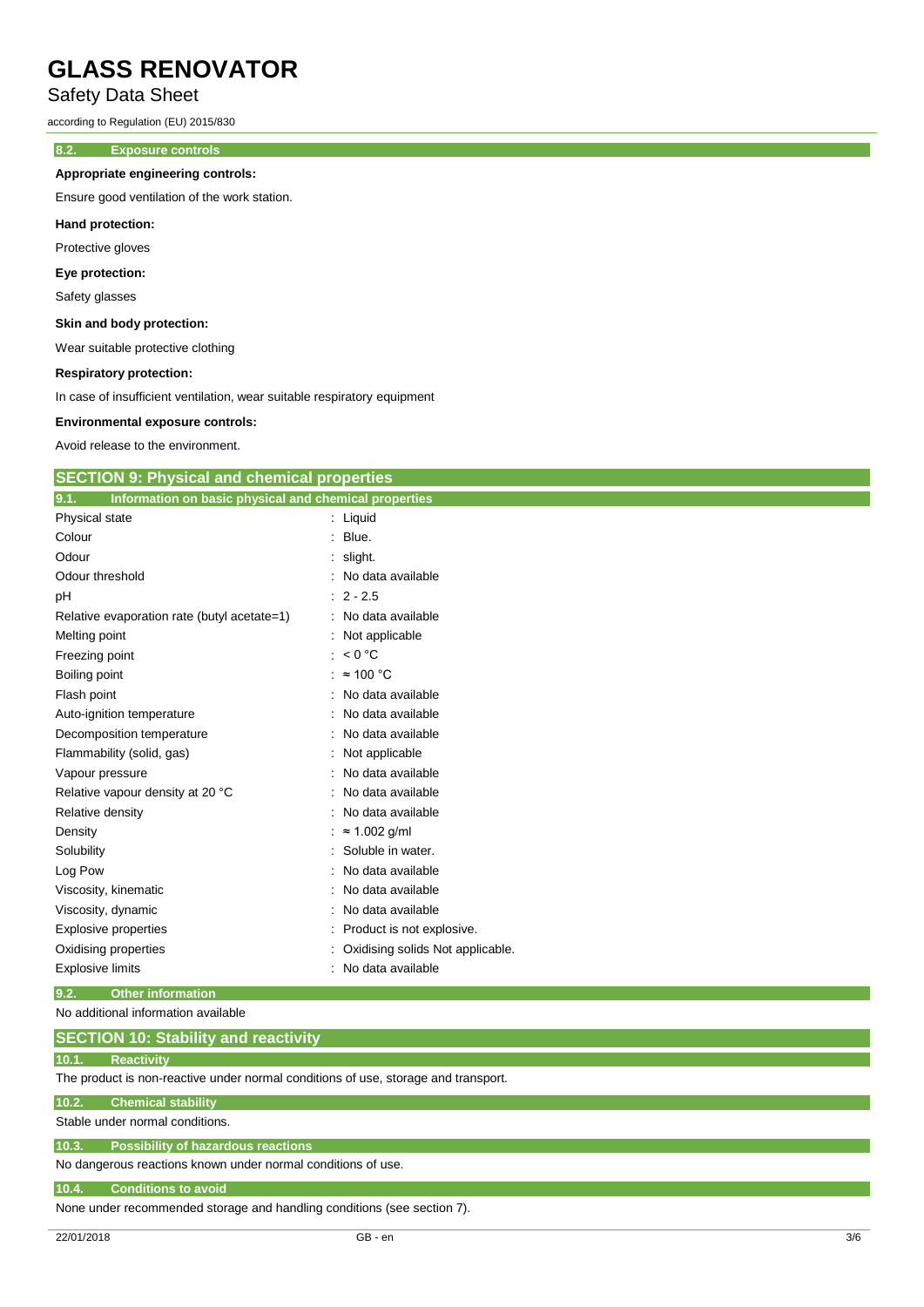#### 8.2. Exposure controls

**Appropriate engineering controls:**

Ensure good ventilation of the work station.

**Hand protection:**

Protective gloves

**Eye protection:**

Safety glasses

**Skin and body protection:**

Wear suitable protective clothing

**Respiratory protection:**

In case of insufficient ventilation, wear suitable respiratory equipment

**Environmental exposure controls:**

Avoid release to the environment.

## SECTION 9: Physical and chemical properties

#### 9.1. Information on basic physical and chemical properties

| | |
|---|---|
| Physical state | : Liquid |
| Colour | : Blue. |
| Odour | : slight. |
| Odour threshold | : No data available |
| pH | : 2 - 2.5 |
| Relative evaporation rate (butyl acetate=1) | : No data available |
| Melting point | : Not applicable |
| Freezing point | : < 0 °C |
| Boiling point | : ≈ 100 °C |
| Flash point | : No data available |
| Auto-ignition temperature | : No data available |
| Decomposition temperature | : No data available |
| Flammability (solid, gas) | : Not applicable |
| Vapour pressure | : No data available |
| Relative vapour density at 20 °C | : No data available |
| Relative density | : No data available |
| Density | : ≈ 1.002 g/ml |
| Solubility | : Soluble in water. |
| Log Pow | : No data available |
| Viscosity, kinematic | : No data available |
| Viscosity, dynamic | : No data available |
| Explosive properties | : Product is not explosive. |
| Oxidising properties | : Oxidising solids Not applicable. |
| Explosive limits | : No data available |

#### 9.2. Other information

No additional information available

## SECTION 10: Stability and reactivity

#### 10.1. Reactivity

The product is non-reactive under normal conditions of use, storage and transport.

#### 10.2. Chemical stability

Stable under normal conditions.

#### 10.3. Possibility of hazardous reactions

No dangerous reactions known under normal conditions of use.

#### 10.4. Conditions to avoid

None under recommended storage and handling conditions (see section 7).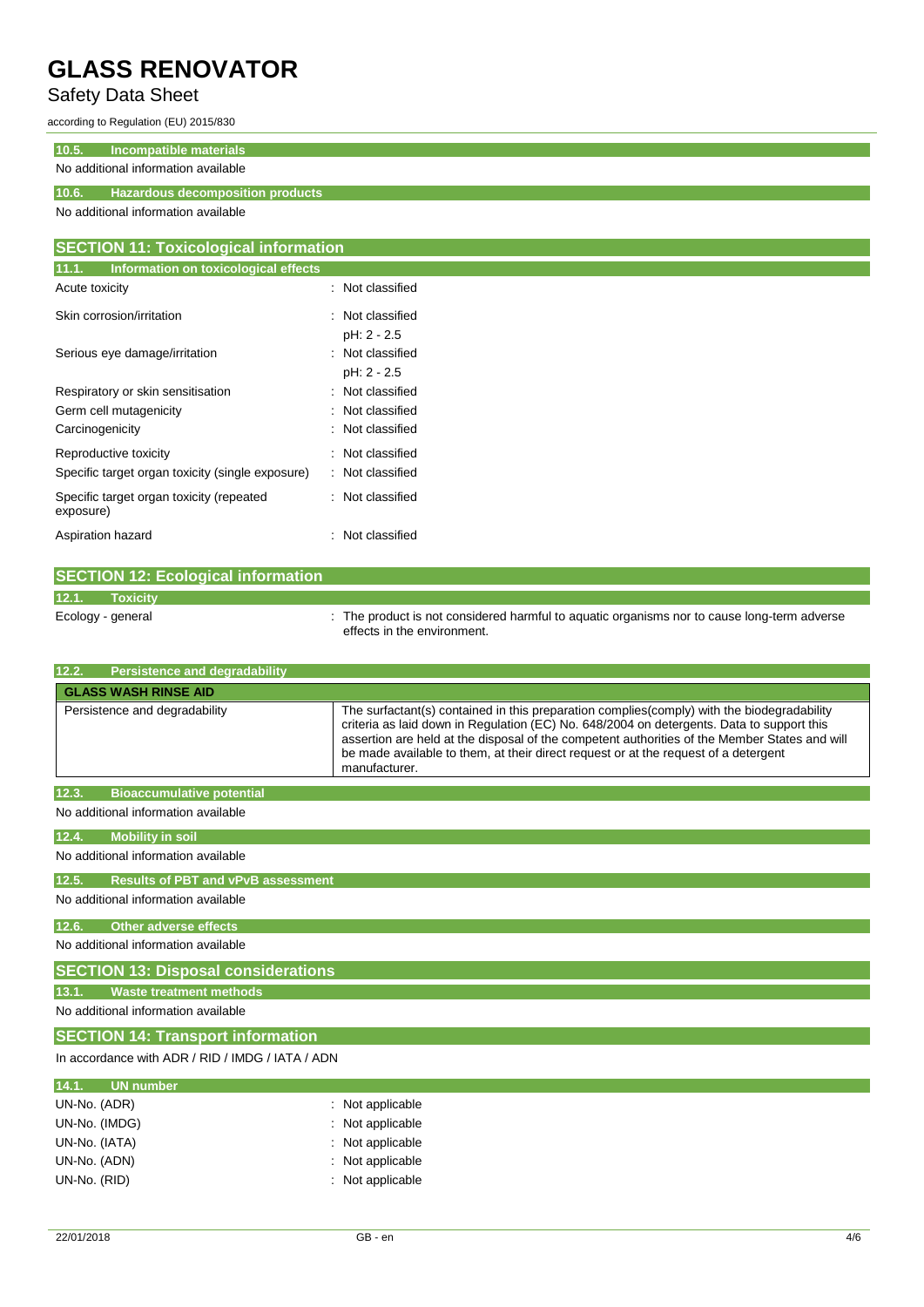#### 10.5. Incompatible materials

No additional information available

#### 10.6. Hazardous decomposition products

No additional information available

## SECTION 11: Toxicological information

### 11.1. Information on toxicological effects

| | |
|---|---|
| Acute toxicity | : Not classified |
| Skin corrosion/irritation | : Not classified<br>pH: 2 - 2.5 |
| Serious eye damage/irritation | : Not classified<br>pH: 2 - 2.5 |
| Respiratory or skin sensitisation | : Not classified |
| Germ cell mutagenicity | : Not classified |
| Carcinogenicity | : Not classified |
| Reproductive toxicity | : Not classified |
| Specific target organ toxicity (single exposure) | : Not classified |
| Specific target organ toxicity (repeated exposure) | : Not classified |
| Aspiration hazard | : Not classified |

## SECTION 12: Ecological information

### 12.1. Toxicity

Ecology - general : The product is not considered harmful to aquatic organisms nor to cause long-term adverse effects in the environment.

### 12.2. Persistence and degradability

| GLASS WASH RINSE AID | |
|---|---|
| Persistence and degradability | The surfactant(s) contained in this preparation complies(comply) with the biodegradability criteria as laid down in Regulation (EC) No. 648/2004 on detergents. Data to support this assertion are held at the disposal of the competent authorities of the Member States and will be made available to them, at their direct request or at the request of a detergent manufacturer. |

### 12.3. Bioaccumulative potential

No additional information available

### 12.4. Mobility in soil

No additional information available

### 12.5. Results of PBT and vPvB assessment

No additional information available

### 12.6. Other adverse effects

No additional information available

## SECTION 13: Disposal considerations

### 13.1. Waste treatment methods

No additional information available

## SECTION 14: Transport information

In accordance with ADR / RID / IMDG / IATA / ADN

### 14.1. UN number

| | |
|---|---|
| UN-No. (ADR) | : Not applicable |
| UN-No. (IMDG) | : Not applicable |
| UN-No. (IATA) | : Not applicable |
| UN-No. (ADN) | : Not applicable |
| UN-No. (RID) | : Not applicable |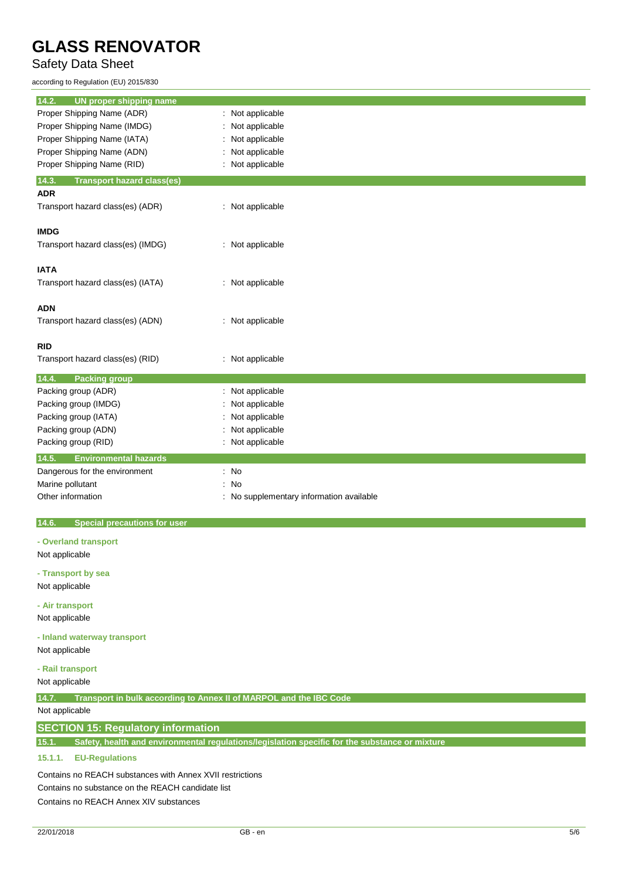### 14.2. UN proper shipping name

| | |
|---|---|
| Proper Shipping Name (ADR) | : Not applicable |
| Proper Shipping Name (IMDG) | : Not applicable |
| Proper Shipping Name (IATA) | : Not applicable |
| Proper Shipping Name (ADN) | : Not applicable |
| Proper Shipping Name (RID) | : Not applicable |

### 14.3. Transport hazard class(es)

**ADR**

Transport hazard class(es) (ADR) : Not applicable

**IMDG**

Transport hazard class(es) (IMDG) : Not applicable

**IATA**

Transport hazard class(es) (IATA) : Not applicable

**ADN**

Transport hazard class(es) (ADN) : Not applicable

**RID**

Transport hazard class(es) (RID) : Not applicable

### 14.4. Packing group

| | |
|---|---|
| Packing group (ADR) | : Not applicable |
| Packing group (IMDG) | : Not applicable |
| Packing group (IATA) | : Not applicable |
| Packing group (ADN) | : Not applicable |
| Packing group (RID) | : Not applicable |

### 14.5. Environmental hazards

| | |
|---|---|
| Dangerous for the environment | : No |
| Marine pollutant | : No |
| Other information | : No supplementary information available |

### 14.6. Special precautions for user

**- Overland transport**

Not applicable

**- Transport by sea**

Not applicable

**- Air transport**

Not applicable

**- Inland waterway transport**

Not applicable

**- Rail transport**

Not applicable

### 14.7. Transport in bulk according to Annex II of MARPOL and the IBC Code

Not applicable

## SECTION 15: Regulatory information

### 15.1. Safety, health and environmental regulations/legislation specific for the substance or mixture

#### 15.1.1. EU-Regulations

Contains no REACH substances with Annex XVII restrictions

Contains no substance on the REACH candidate list

Contains no REACH Annex XIV substances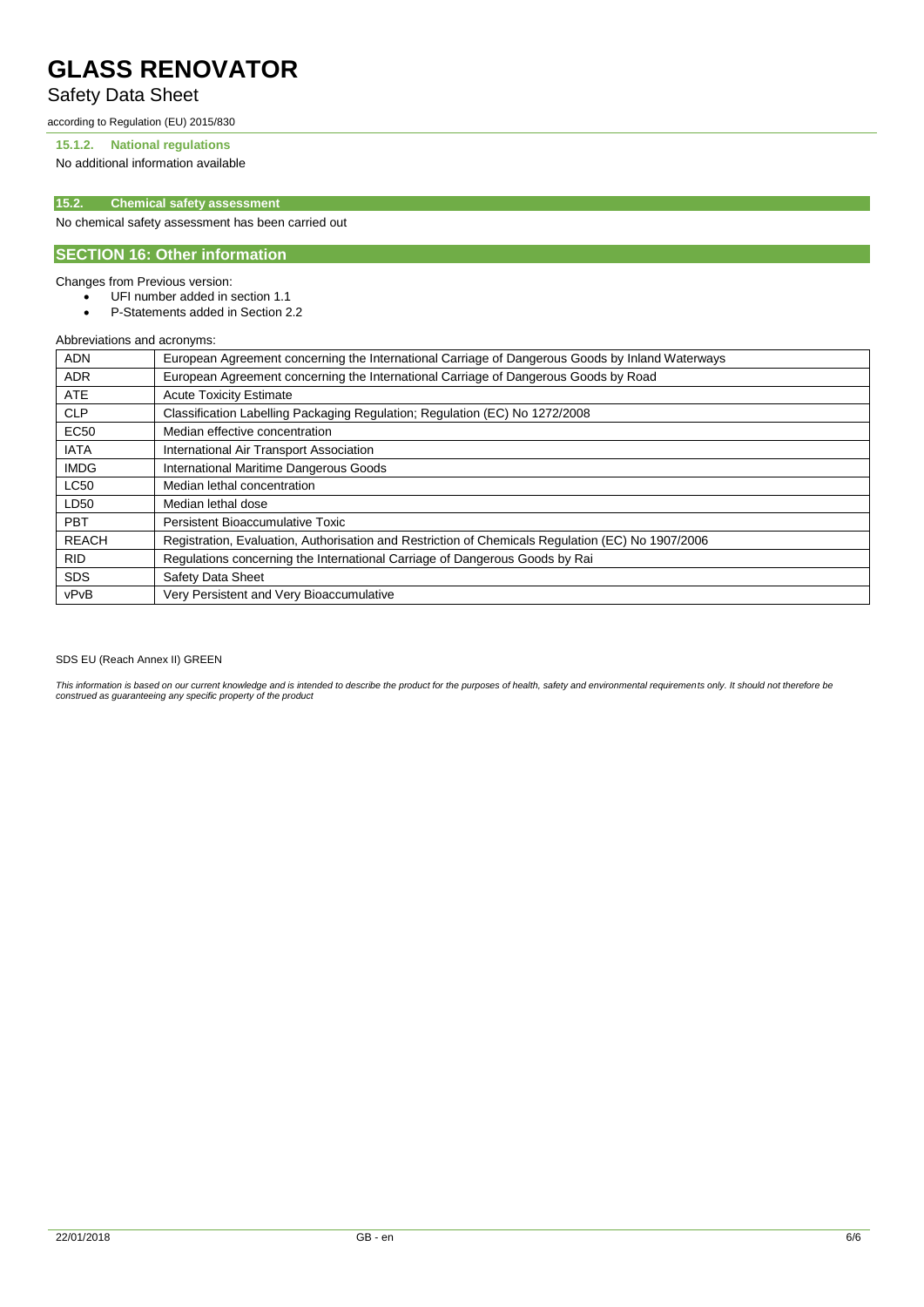#### 15.1.2. National regulations

No additional information available

### 15.2. Chemical safety assessment

No chemical safety assessment has been carried out

## SECTION 16: Other information

Changes from Previous version:

- UFI number added in section 1.1
- P-Statements added in Section 2.2

Abbreviations and acronyms:

| | |
|---|---|
| ADN | European Agreement concerning the International Carriage of Dangerous Goods by Inland Waterways |
| ADR | European Agreement concerning the International Carriage of Dangerous Goods by Road |
| ATE | Acute Toxicity Estimate |
| CLP | Classification Labelling Packaging Regulation; Regulation (EC) No 1272/2008 |
| EC50 | Median effective concentration |
| IATA | International Air Transport Association |
| IMDG | International Maritime Dangerous Goods |
| LC50 | Median lethal concentration |
| LD50 | Median lethal dose |
| PBT | Persistent Bioaccumulative Toxic |
| REACH | Registration, Evaluation, Authorisation and Restriction of Chemicals Regulation (EC) No 1907/2006 |
| RID | Regulations concerning the International Carriage of Dangerous Goods by Rai |
| SDS | Safety Data Sheet |
| vPvB | Very Persistent and Very Bioaccumulative |

SDS EU (Reach Annex II) GREEN

*This information is based on our current knowledge and is intended to describe the product for the purposes of health, safety and environmental requirements only. It should not therefore be construed as guaranteeing any specific property of the product*